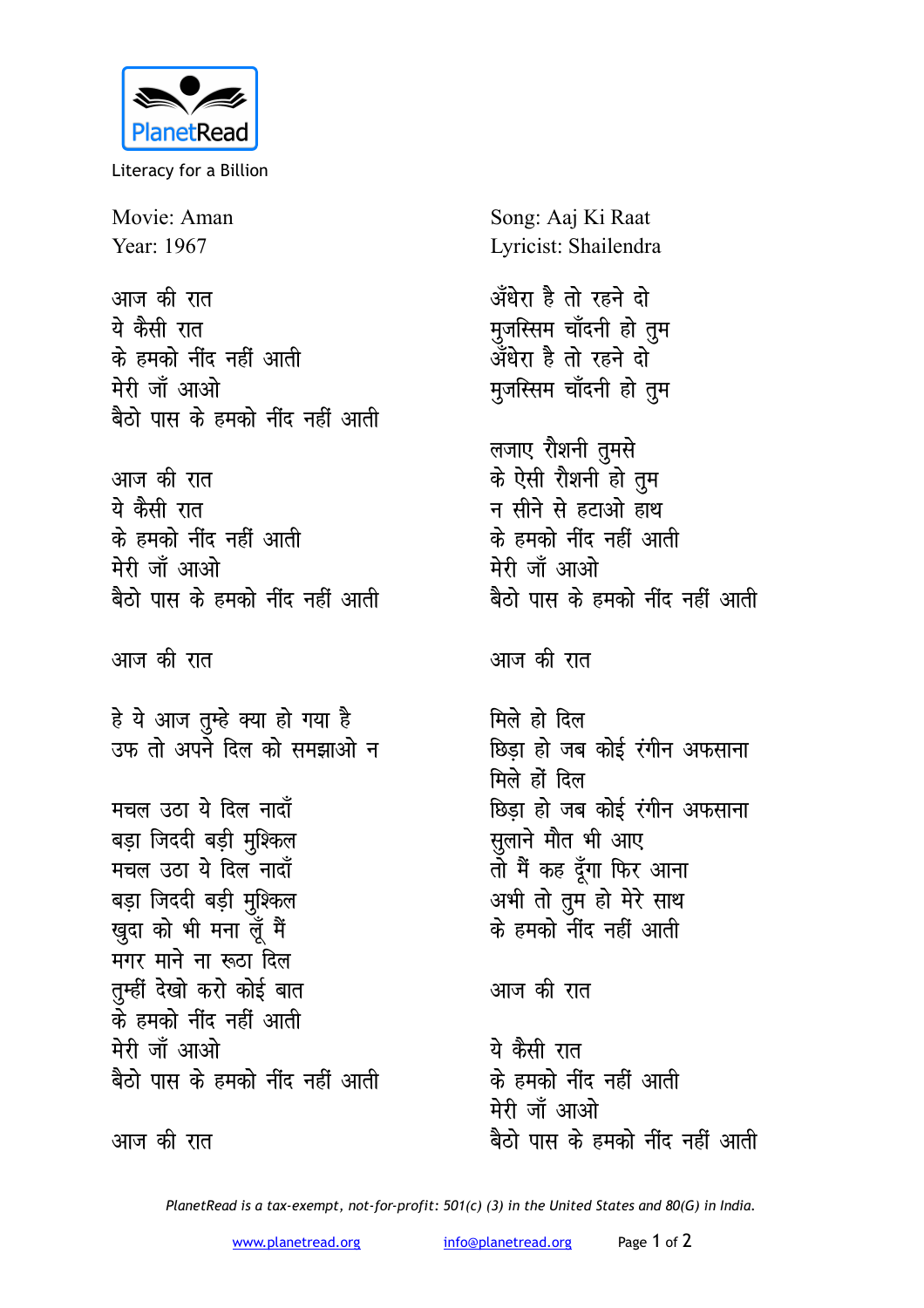PlanetRead

Literacy for a Billion

Movie: Aman
Year: 1967

Song: Aaj Ki Raat
Lyricist: Shailendra

आज की रात
ये कैसी रात
के हमको नींद नहीं आती
मेरी जाँ आओ
बैठो पास के हमको नींद नहीं आती

आज की रात
ये कैसी रात
के हमको नींद नहीं आती
मेरी जाँ आओ
बैठो पास के हमको नींद नहीं आती

आज की रात

हे ये आज तुम्हे क्या हो गया है
उफ तो अपने दिल को समझाओ न

मचल उठा ये दिल नादाँ
बड़ा जिददी बड़ी मुश्किल
मचल उठा ये दिल नादाँ
बड़ा जिददी बड़ी मुश्किल
खुदा को भी मना लूँ मैं
मगर माने ना रूठा दिल
तुम्हीं देखो करो कोई बात
के हमको नींद नहीं आती
मेरी जाँ आओ
बैठो पास के हमको नींद नहीं आती

आज की रात

अँधेरा है तो रहने दो
मुजस्सिम चाँदनी हो तुम
अँधेरा है तो रहने दो
मुजस्सिम चाँदनी हो तुम

लजाए रौशनी तुमसे
के ऐसी रौशनी हो तुम
न सीने से हटाओ हाथ
के हमको नींद नहीं आती
मेरी जाँ आओ
बैठो पास के हमको नींद नहीं आती

आज की रात

मिले हो दिल
छिड़ा हो जब कोई रंगीन अफसाना
मिले हों दिल
छिड़ा हो जब कोई रंगीन अफसाना
सुलाने मौत भी आए
तो मैं कह दूँगा फिर आना
अभी तो तुम हो मेरे साथ
के हमको नींद नहीं आती

आज की रात

ये कैसी रात
के हमको नींद नहीं आती
मेरी जाँ आओ
बैठो पास के हमको नींद नहीं आती

*PlanetRead is a tax-exempt, not-for-profit: 501(c) (3) in the United States and 80(G) in India.*

www.planetread.org info@planetread.org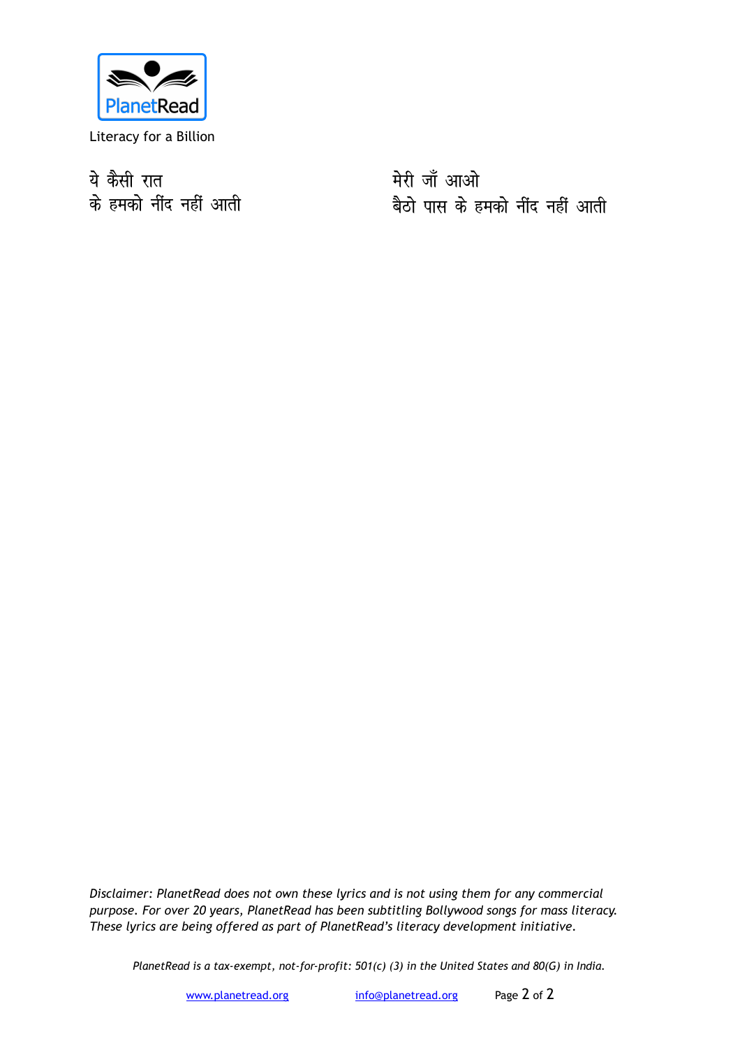Literacy for a Billion

ये कैसी रात
के हमको नींद नहीं आती

मेरी जाँ आओ
बैठो पास के हमको नींद नहीं आती

*Disclaimer: PlanetRead does not own these lyrics and is not using them for any commercial purpose. For over 20 years, PlanetRead has been subtitling Bollywood songs for mass literacy. These lyrics are being offered as part of PlanetRead's literacy development initiative.*

*PlanetRead is a tax-exempt, not-for-profit: 501(c) (3) in the United States and 80(G) in India.*

www.planetread.org info@planetread.org